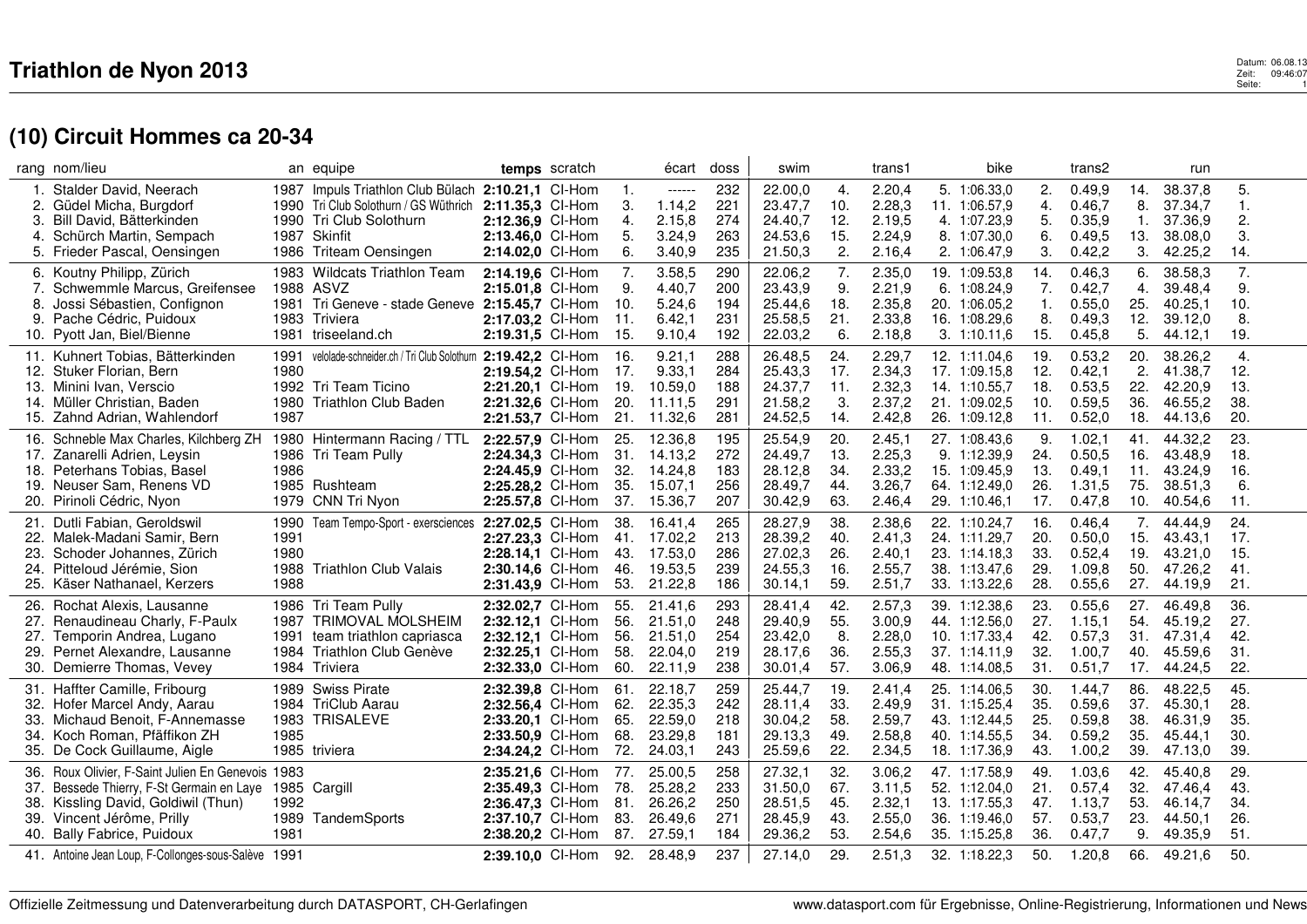# Triathlon de Nyon 2013

## (10) Circuit Hommes ca 20-34

| rang | nom/lieu | an | equipe | temps | scratch | | écart | doss | swim | | trans1 | | bike | | trans2 | | run | |
|---|---|---|---|---|---|---|---|---|---|---|---|---|---|---|---|---|---|---|
| 1. | Stalder David, Neerach | 1987 | Impuls Triathlon Club Bülach | **2:10.21,1** | Cl-Hom | 1. | ------ | 232 | 22.00,0 | 4. | 2.20,4 | 5. | 1:06.33,0 | 2. | 0.49,9 | 14. | 38.37,8 | 5. |
| 2. | Güdel Micha, Burgdorf | 1990 | Tri Club Solothurn / GS Wüthrich | **2:11.35,3** | Cl-Hom | 3. | 1.14,2 | 221 | 23.47,7 | 10. | 2.28,3 | 11. | 1:06.57,9 | 4. | 0.46,7 | 8. | 37.34,7 | 1. |
| 3. | Bill David, Bätterkinden | 1990 | Tri Club Solothurn | **2:12.36,9** | Cl-Hom | 4. | 2.15,8 | 274 | 24.40,7 | 12. | 2.19,5 | 4. | 1:07.23,9 | 5. | 0.35,9 | 1. | 37.36,9 | 2. |
| 4. | Schürch Martin, Sempach | 1987 | Skinfit | **2:13.46,0** | Cl-Hom | 5. | 3.24,9 | 263 | 24.53,6 | 15. | 2.24,9 | 8. | 1:07.30,0 | 6. | 0.49,5 | 13. | 38.08,0 | 3. |
| 5. | Frieder Pascal, Oensingen | 1986 | Triteam Oensingen | **2:14.02,0** | Cl-Hom | 6. | 3.40,9 | 235 | 21.50,3 | 2. | 2.16,4 | 2. | 1:06.47,9 | 3. | 0.42,2 | 3. | 42.25,2 | 14. |
| 6. | Koutny Philipp, Zürich | 1983 | Wildcats Triathlon Team | **2:14.19,6** | Cl-Hom | 7. | 3.58,5 | 290 | 22.06,2 | 7. | 2.35,0 | 19. | 1:09.53,8 | 14. | 0.46,3 | 6. | 38.58,3 | 7. |
| 7. | Schwemmle Marcus, Greifensee | 1988 | ASVZ | **2:15.01,8** | Cl-Hom | 9. | 4.40,7 | 200 | 23.43,9 | 9. | 2.21,9 | 6. | 1:08.24,9 | 7. | 0.42,7 | 4. | 39.48,4 | 9. |
| 8. | Jossi Sébastien, Confignon | 1981 | Tri Geneve - stade Geneve | **2:15.45,7** | Cl-Hom | 10. | 5.24,6 | 194 | 25.44,6 | 18. | 2.35,8 | 20. | 1:06.05,2 | 1. | 0.55,0 | 25. | 40.25,1 | 10. |
| 9. | Pache Cédric, Puidoux | 1983 | Triviera | **2:17.03,2** | Cl-Hom | 11. | 6.42,1 | 231 | 25.58,5 | 21. | 2.33,8 | 16. | 1:08.29,6 | 8. | 0.49,3 | 12. | 39.12,0 | 8. |
| 10. | Pyott Jan, Biel/Bienne | 1981 | triseeland.ch | **2:19.31,5** | Cl-Hom | 15. | 9.10,4 | 192 | 22.03,2 | 6. | 2.18,8 | 3. | 1:10.11,6 | 15. | 0.45,8 | 5. | 44.12,1 | 19. |
| 11. | Kuhnert Tobias, Bätterkinden | 1991 | velolade-schneider.ch / Tri Club Solothurn | **2:19.42,2** | Cl-Hom | 16. | 9.21,1 | 288 | 26.48,5 | 24. | 2.29,7 | 12. | 1:11.04,6 | 19. | 0.53,2 | 20. | 38.26,2 | 4. |
| 12. | Stuker Florian, Bern | 1980 | | **2:19.54,2** | Cl-Hom | 17. | 9.33,1 | 284 | 25.43,3 | 17. | 2.34,3 | 17. | 1:09.15,8 | 12. | 0.42,1 | 2. | 41.38,7 | 12. |
| 13. | Minini Ivan, Verscio | 1992 | Tri Team Ticino | **2:21.20,1** | Cl-Hom | 19. | 10.59,0 | 188 | 24.37,7 | 11. | 2.32,3 | 14. | 1:10.55,7 | 18. | 0.53,5 | 22. | 42.20,9 | 13. |
| 14. | Müller Christian, Baden | 1980 | Triathlon Club Baden | **2:21.32,6** | Cl-Hom | 20. | 11.11,5 | 291 | 21.58,2 | 3. | 2.37,2 | 21. | 1:09.02,5 | 10. | 0.59,5 | 36. | 46.55,2 | 38. |
| 15. | Zahnd Adrian, Wahlendorf | 1987 | | **2:21.53,7** | Cl-Hom | 21. | 11.32,6 | 281 | 24.52,5 | 14. | 2.42,8 | 26. | 1:09.12,8 | 11. | 0.52,0 | 18. | 44.13,6 | 20. |
| 16. | Schneble Max Charles, Kilchberg ZH | 1980 | Hintermann Racing / TTL | **2:22.57,9** | Cl-Hom | 25. | 12.36,8 | 195 | 25.54,9 | 20. | 2.45,1 | 27. | 1:08.43,6 | 9. | 1.02,1 | 41. | 44.32,2 | 23. |
| 17. | Zanarelli Adrien, Leysin | 1986 | Tri Team Pully | **2:24.34,3** | Cl-Hom | 31. | 14.13,2 | 272 | 24.49,7 | 13. | 2.25,3 | 9. | 1:12.39,9 | 24. | 0.50,5 | 16. | 43.48,9 | 18. |
| 18. | Peterhans Tobias, Basel | 1986 | | **2:24.45,9** | Cl-Hom | 32. | 14.24,8 | 183 | 28.12,8 | 34. | 2.33,2 | 15. | 1:09.45,9 | 13. | 0.49,1 | 11. | 43.24,9 | 16. |
| 19. | Neuser Sam, Renens VD | 1985 | Rushteam | **2:25.28,2** | Cl-Hom | 35. | 15.07,1 | 256 | 28.49,7 | 44. | 3.26,7 | 64. | 1:12.49,0 | 26. | 1.31,5 | 75. | 38.51,3 | 6. |
| 20. | Pirinoli Cédric, Nyon | 1979 | CNN Tri Nyon | **2:25.57,8** | Cl-Hom | 37. | 15.36,7 | 207 | 30.42,9 | 63. | 2.46,4 | 29. | 1:10.46,1 | 17. | 0.47,8 | 10. | 40.54,6 | 11. |
| 21. | Dutli Fabian, Geroldswil | 1990 | Team Tempo-Sport - exersciences | **2:27.02,5** | Cl-Hom | 38. | 16.41,4 | 265 | 28.27,9 | 38. | 2.38,6 | 22. | 1:10.24,7 | 16. | 0.46,4 | 7. | 44.44,9 | 24. |
| 22. | Malek-Madani Samir, Bern | 1991 | | **2:27.23,3** | Cl-Hom | 41. | 17.02,2 | 213 | 28.39,2 | 40. | 2.41,3 | 24. | 1:11.29,7 | 20. | 0.50,0 | 15. | 43.43,1 | 17. |
| 23. | Schoder Johannes, Zürich | 1980 | | **2:28.14,1** | Cl-Hom | 43. | 17.53,0 | 286 | 27.02,3 | 26. | 2.40,1 | 23. | 1:14.18,3 | 33. | 0.52,4 | 19. | 43.21,0 | 15. |
| 24. | Pitteloud Jérémie, Sion | 1988 | Triathlon Club Valais | **2:30.14,6** | Cl-Hom | 46. | 19.53,5 | 239 | 24.55,3 | 16. | 2.55,7 | 38. | 1:13.47,6 | 29. | 1.09,8 | 50. | 47.26,2 | 41. |
| 25. | Käser Nathanael, Kerzers | 1988 | | **2:31.43,9** | Cl-Hom | 53. | 21.22,8 | 186 | 30.14,1 | 59. | 2.51,7 | 33. | 1:13.22,6 | 28. | 0.55,6 | 27. | 44.19,9 | 21. |
| 26. | Rochat Alexis, Lausanne | 1986 | Tri Team Pully | **2:32.02,7** | Cl-Hom | 55. | 21.41,6 | 293 | 28.41,4 | 42. | 2.57,3 | 39. | 1:12.38,6 | 23. | 0.55,6 | 27. | 46.49,8 | 36. |
| 27. | Renaudineau Charly, F-Paulx | 1987 | TRIMOVAL MOLSHEIM | **2:32.12,1** | Cl-Hom | 56. | 21.51,0 | 248 | 29.40,9 | 55. | 3.00,9 | 44. | 1:12.56,0 | 27. | 1.15,1 | 54. | 45.19,2 | 27. |
| 27. | Temporin Andrea, Lugano | 1991 | team triathlon capriasca | **2:32.12,1** | Cl-Hom | 56. | 21.51,0 | 254 | 23.42,0 | 8. | 2.28,0 | 10. | 1:17.33,4 | 42. | 0.57,3 | 31. | 47.31,4 | 42. |
| 29. | Pernet Alexandre, Lausanne | 1984 | Triathlon Club Genève | **2:32.25,1** | Cl-Hom | 58. | 22.04,0 | 219 | 28.17,6 | 36. | 2.55,3 | 37. | 1:14.11,9 | 32. | 1.00,7 | 40. | 45.59,6 | 31. |
| 30. | Demierre Thomas, Vevey | 1984 | Triviera | **2:32.33,0** | Cl-Hom | 60. | 22.11,9 | 238 | 30.01,4 | 57. | 3.06,9 | 48. | 1:14.08,5 | 31. | 0.51,7 | 17. | 44.24,5 | 22. |
| 31. | Haffter Camille, Fribourg | 1989 | Swiss Pirate | **2:32.39,8** | Cl-Hom | 61. | 22.18,7 | 259 | 25.44,7 | 19. | 2.41,4 | 25. | 1:14.06,5 | 30. | 1.44,7 | 86. | 48.22,5 | 45. |
| 32. | Hofer Marcel Andy, Aarau | 1984 | TriClub Aarau | **2:32.56,4** | Cl-Hom | 62. | 22.35,3 | 242 | 28.11,4 | 33. | 2.49,9 | 31. | 1:15.25,4 | 35. | 0.59,6 | 37. | 45.30,1 | 28. |
| 33. | Michaud Benoit, F-Annemasse | 1983 | TRISALEVE | **2:33.20,1** | Cl-Hom | 65. | 22.59,0 | 218 | 30.04,2 | 58. | 2.59,7 | 43. | 1:12.44,5 | 25. | 0.59,8 | 38. | 46.31,9 | 35. |
| 34. | Koch Roman, Pfäffikon ZH | 1985 | | **2:33.50,9** | Cl-Hom | 68. | 23.29,8 | 181 | 29.13,3 | 49. | 2.58,8 | 40. | 1:14.55,5 | 34. | 0.59,2 | 35. | 45.44,1 | 30. |
| 35. | De Cock Guillaume, Aigle | 1985 | triviera | **2:34.24,2** | Cl-Hom | 72. | 24.03,1 | 243 | 25.59,6 | 22. | 2.34,5 | 18. | 1:17.36,9 | 43. | 1.00,2 | 39. | 47.13,0 | 39. |
| 36. | Roux Olivier, F-Saint Julien En Genevois | 1983 | | **2:35.21,6** | Cl-Hom | 77. | 25.00,5 | 258 | 27.32,1 | 32. | 3.06,2 | 47. | 1:17.58,9 | 49. | 1.03,6 | 42. | 45.40,8 | 29. |
| 37. | Bessede Thierry, F-St Germain en Laye | 1985 | Cargill | **2:35.49,3** | Cl-Hom | 78. | 25.28,2 | 233 | 31.50,0 | 67. | 3.11,5 | 52. | 1:12.04,0 | 21. | 0.57,4 | 32. | 47.46,4 | 43. |
| 38. | Kissling David, Goldiwil (Thun) | 1992 | | **2:36.47,3** | Cl-Hom | 81. | 26.26,2 | 250 | 28.51,5 | 45. | 2.32,1 | 13. | 1:17.55,3 | 47. | 1.13,7 | 53. | 46.14,7 | 34. |
| 39. | Vincent Jérôme, Prilly | 1989 | TandemSports | **2:37.10,7** | Cl-Hom | 83. | 26.49,6 | 271 | 28.45,9 | 43. | 2.55,0 | 36. | 1:19.46,0 | 57. | 0.53,7 | 23. | 44.50,1 | 26. |
| 40. | Bally Fabrice, Puidoux | 1981 | | **2:38.20,2** | Cl-Hom | 87. | 27.59,1 | 184 | 29.36,2 | 53. | 2.54,6 | 35. | 1:15.25,8 | 36. | 0.47,7 | 9. | 49.35,9 | 51. |
| 41. | Antoine Jean Loup, F-Collonges-sous-Salève | 1991 | | **2:39.10,0** | Cl-Hom | 92. | 28.48,9 | 237 | 27.14,0 | 29. | 2.51,3 | 32. | 1:18.22,3 | 50. | 1.20,8 | 66. | 49.21,6 | 50. |

Offizielle Zeitmessung und Datenverarbeitung durch DATASPORT, CH-Gerlafingen — www.datasport.com für Ergebnisse, Online-Registrierung, Informationen und News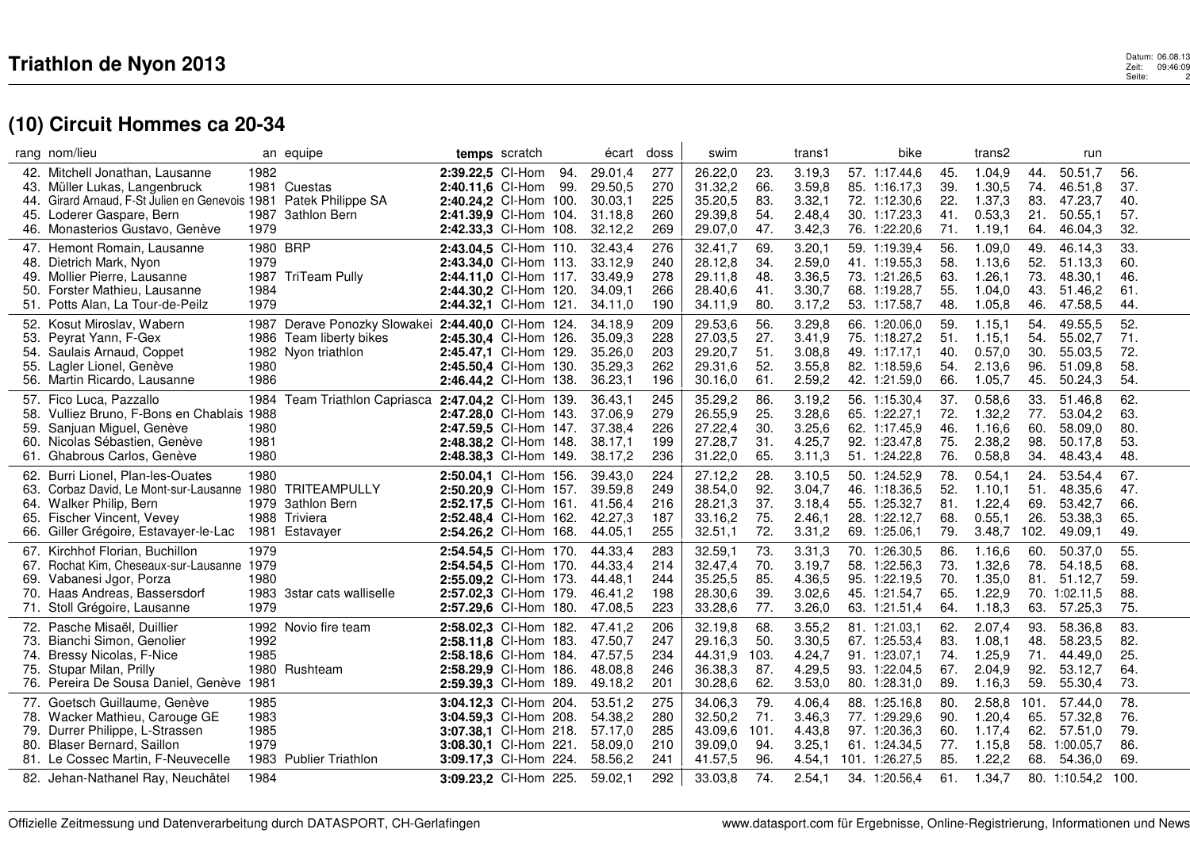# Triathlon de Nyon 2013

## (10) Circuit Hommes ca 20-34

| rang | nom/lieu | an | equipe | temps | scratch | | écart | doss | swim | | trans1 | | bike | | trans2 | | run | |
|---|---|---|---|---|---|---|---|---|---|---|---|---|---|---|---|---|---|---|
| 42. | Mitchell Jonathan, Lausanne | 1982 | | **2:39.22,5** | Cl-Hom | 94. | 29.01,4 | 277 | 26.22,0 | 23. | 3.19,3 | 57. | 1:17.44,6 | 45. | 1.04,9 | 44. | 50.51,7 | 56. |
| 43. | Müller Lukas, Langenbruck | 1981 | Cuestas | **2:40.11,6** | Cl-Hom | 99. | 29.50,5 | 270 | 31.32,2 | 66. | 3.59,8 | 85. | 1:16.17,3 | 39. | 1.30,5 | 74. | 46.51,8 | 37. |
| 44. | Girard Arnaud, F-St Julien en Genevois | 1981 | Patek Philippe SA | **2:40.24,2** | Cl-Hom | 100. | 30.03,1 | 225 | 35.20,5 | 83. | 3.32,1 | 72. | 1:12.30,6 | 22. | 1.37,3 | 83. | 47.23,7 | 40. |
| 45. | Loderer Gaspare, Bern | 1987 | 3athlon Bern | **2:41.39,9** | Cl-Hom | 104. | 31.18,8 | 260 | 29.39,8 | 54. | 2.48,4 | 30. | 1:17.23,3 | 41. | 0.53,3 | 21. | 50.55,1 | 57. |
| 46. | Monasterios Gustavo, Genève | 1979 | | **2:42.33,3** | Cl-Hom | 108. | 32.12,2 | 269 | 29.07,0 | 47. | 3.42,3 | 76. | 1:22.20,6 | 71. | 1.19,1 | 64. | 46.04,3 | 32. |
| 47. | Hemont Romain, Lausanne | 1980 | BRP | **2:43.04,5** | Cl-Hom | 110. | 32.43,4 | 276 | 32.41,7 | 69. | 3.20,1 | 59. | 1:19.39,4 | 56. | 1.09,0 | 49. | 46.14,3 | 33. |
| 48. | Dietrich Mark, Nyon | 1979 | | **2:43.34,0** | Cl-Hom | 113. | 33.12,9 | 240 | 28.12,8 | 34. | 2.59,0 | 41. | 1:19.55,3 | 58. | 1.13,6 | 52. | 51.13,3 | 60. |
| 49. | Mollier Pierre, Lausanne | 1987 | TriTeam Pully | **2:44.11,0** | Cl-Hom | 117. | 33.49,9 | 278 | 29.11,8 | 48. | 3.36,5 | 73. | 1:21.26,5 | 63. | 1.26,1 | 73. | 48.30,1 | 46. |
| 50. | Forster Mathieu, Lausanne | 1984 | | **2:44.30,2** | Cl-Hom | 120. | 34.09,1 | 266 | 28.40,6 | 41. | 3.30,7 | 68. | 1:19.28,7 | 55. | 1.04,0 | 43. | 51.46,2 | 61. |
| 51. | Potts Alan, La Tour-de-Peilz | 1979 | | **2:44.32,1** | Cl-Hom | 121. | 34.11,0 | 190 | 34.11,9 | 80. | 3.17,2 | 53. | 1:17.58,7 | 48. | 1.05,8 | 46. | 47.58,5 | 44. |
| 52. | Kosut Miroslav, Wabern | 1987 | Derave Ponozky Slowakei | **2:44.40,0** | Cl-Hom | 124. | 34.18,9 | 209 | 29.53,6 | 56. | 3.29,8 | 66. | 1:20.06,0 | 59. | 1.15,1 | 54. | 49.55,5 | 52. |
| 53. | Peyrat Yann, F-Gex | 1986 | Team liberty bikes | **2:45.30,4** | Cl-Hom | 126. | 35.09,3 | 228 | 27.03,5 | 27. | 3.41,9 | 75. | 1:18.27,2 | 51. | 1.15,1 | 54. | 55.02,7 | 71. |
| 54. | Saulais Arnaud, Coppet | 1982 | Nyon triathlon | **2:45.47,1** | Cl-Hom | 129. | 35.26,0 | 203 | 29.20,7 | 51. | 3.08,8 | 49. | 1:17.17,1 | 40. | 0.57,0 | 30. | 55.03,5 | 72. |
| 55. | Lagler Lionel, Genève | 1980 | | **2:45.50,4** | Cl-Hom | 130. | 35.29,3 | 262 | 29.31,6 | 52. | 3.55,8 | 82. | 1:18.59,6 | 54. | 2.13,6 | 96. | 51.09,8 | 58. |
| 56. | Martin Ricardo, Lausanne | 1986 | | **2:46.44,2** | Cl-Hom | 138. | 36.23,1 | 196 | 30.16,0 | 61. | 2.59,2 | 42. | 1:21.59,0 | 66. | 1.05,7 | 45. | 50.24,3 | 54. |
| 57. | Fico Luca, Pazzallo | 1984 | Team Triathlon Capriasca | **2:47.04,2** | Cl-Hom | 139. | 36.43,1 | 245 | 35.29,2 | 86. | 3.19,2 | 56. | 1:15.30,4 | 37. | 0.58,6 | 33. | 51.46,8 | 62. |
| 58. | Vulliez Bruno, F-Bons en Chablais | 1988 | | **2:47.28,0** | Cl-Hom | 143. | 37.06,9 | 279 | 26.55,9 | 25. | 3.28,6 | 65. | 1:22.27,1 | 72. | 1.32,2 | 77. | 53.04,2 | 63. |
| 59. | Sanjuan Miguel, Genève | 1980 | | **2:47.59,5** | Cl-Hom | 147. | 37.38,4 | 226 | 27.22,4 | 30. | 3.25,6 | 62. | 1:17.45,9 | 46. | 1.16,6 | 60. | 58.09,0 | 80. |
| 60. | Nicolas Sébastien, Genève | 1981 | | **2:48.38,2** | Cl-Hom | 148. | 38.17,1 | 199 | 27.28,7 | 31. | 4.25,7 | 92. | 1:23.47,8 | 75. | 2.38,2 | 98. | 50.17,8 | 53. |
| 61. | Ghabrous Carlos, Genève | 1980 | | **2:48.38,3** | Cl-Hom | 149. | 38.17,2 | 236 | 31.22,0 | 65. | 3.11,3 | 51. | 1:24.22,8 | 76. | 0.58,8 | 34. | 48.43,4 | 48. |
| 62. | Burri Lionel, Plan-les-Ouates | 1980 | | **2:50.04,1** | Cl-Hom | 156. | 39.43,0 | 224 | 27.12,2 | 28. | 3.10,5 | 50. | 1:24.52,9 | 78. | 0.54,1 | 24. | 53.54,4 | 67. |
| 63. | Corbaz David, Le Mont-sur-Lausanne | 1980 | TRITEAMPULLY | **2:50.20,9** | Cl-Hom | 157. | 39.59,8 | 249 | 38.54,0 | 92. | 3.04,7 | 46. | 1:18.36,5 | 52. | 1.10,1 | 51. | 48.35,6 | 47. |
| 64. | Walker Philip, Bern | 1979 | 3athlon Bern | **2:52.17,5** | Cl-Hom | 161. | 41.56,4 | 216 | 28.21,3 | 37. | 3.18,4 | 55. | 1:25.32,7 | 81. | 1.22,4 | 69. | 53.42,7 | 66. |
| 65. | Fischer Vincent, Vevey | 1988 | Triviera | **2:52.48,4** | Cl-Hom | 162. | 42.27,3 | 187 | 33.16,2 | 75. | 2.46,1 | 28. | 1:22.12,7 | 68. | 0.55,1 | 26. | 53.38,3 | 65. |
| 66. | Giller Grégoire, Estavayer-le-Lac | 1981 | Estavayer | **2:54.26,2** | Cl-Hom | 168. | 44.05,1 | 255 | 32.51,1 | 72. | 3.31,2 | 69. | 1:25.06,1 | 79. | 3.48,7 | 102. | 49.09,1 | 49. |
| 67. | Kirchhof Florian, Buchillon | 1979 | | **2:54.54,5** | Cl-Hom | 170. | 44.33,4 | 283 | 32.59,1 | 73. | 3.31,3 | 70. | 1:26.30,5 | 86. | 1.16,6 | 60. | 50.37,0 | 55. |
| 67. | Rochat Kim, Cheseaux-sur-Lausanne | 1979 | | **2:54.54,5** | Cl-Hom | 170. | 44.33,4 | 214 | 32.47,4 | 70. | 3.19,7 | 58. | 1:22.56,3 | 73. | 1.32,6 | 78. | 54.18,5 | 68. |
| 69. | Vabanesi Jgor, Porza | 1980 | | **2:55.09,2** | Cl-Hom | 173. | 44.48,1 | 244 | 35.25,5 | 85. | 4.36,5 | 95. | 1:22.19,5 | 70. | 1.35,0 | 81. | 51.12,7 | 59. |
| 70. | Haas Andreas, Bassersdorf | 1983 | 3star cats walliselle | **2:57.02,3** | Cl-Hom | 179. | 46.41,2 | 198 | 28.30,6 | 39. | 3.02,6 | 45. | 1:21.54,7 | 65. | 1.22,9 | 70. | 1:02.11,5 | 88. |
| 71. | Stoll Grégoire, Lausanne | 1979 | | **2:57.29,6** | Cl-Hom | 180. | 47.08,5 | 223 | 33.28,6 | 77. | 3.26,0 | 63. | 1:21.51,4 | 64. | 1.18,3 | 63. | 57.25,3 | 75. |
| 72. | Pasche Misaël, Duillier | 1992 | Novio fire team | **2:58.02,3** | Cl-Hom | 182. | 47.41,2 | 206 | 32.19,8 | 68. | 3.55,2 | 81. | 1:21.03,1 | 62. | 2.07,4 | 93. | 58.36,8 | 83. |
| 73. | Bianchi Simon, Genolier | 1992 | | **2:58.11,8** | Cl-Hom | 183. | 47.50,7 | 247 | 29.16,3 | 50. | 3.30,5 | 67. | 1:25.53,4 | 83. | 1.08,1 | 48. | 58.23,5 | 82. |
| 74. | Bressy Nicolas, F-Nice | 1985 | | **2:58.18,6** | Cl-Hom | 184. | 47.57,5 | 234 | 44.31,9 | 103. | 4.24,7 | 91. | 1:23.07,1 | 74. | 1.25,9 | 71. | 44.49,0 | 25. |
| 75. | Stupar Milan, Prilly | 1980 | Rushteam | **2:58.29,9** | Cl-Hom | 186. | 48.08,8 | 246 | 36.38,3 | 87. | 4.29,5 | 93. | 1:22.04,5 | 67. | 2.04,9 | 92. | 53.12,7 | 64. |
| 76. | Pereira De Sousa Daniel, Genève | 1981 | | **2:59.39,3** | Cl-Hom | 189. | 49.18,2 | 201 | 30.28,6 | 62. | 3.53,0 | 80. | 1:28.31,0 | 89. | 1.16,3 | 59. | 55.30,4 | 73. |
| 77. | Goetsch Guillaume, Genève | 1985 | | **3:04.12,3** | Cl-Hom | 204. | 53.51,2 | 275 | 34.06,3 | 79. | 4.06,4 | 88. | 1:25.16,8 | 80. | 2.58,8 | 101. | 57.44,0 | 78. |
| 78. | Wacker Mathieu, Carouge GE | 1983 | | **3:04.59,3** | Cl-Hom | 208. | 54.38,2 | 280 | 32.50,2 | 71. | 3.46,3 | 77. | 1:29.29,6 | 90. | 1.20,4 | 65. | 57.32,8 | 76. |
| 79. | Durrer Philippe, L-Strassen | 1985 | | **3:07.38,1** | Cl-Hom | 218. | 57.17,0 | 285 | 43.09,6 | 101. | 4.43,8 | 97. | 1:20.36,3 | 60. | 1.17,4 | 62. | 57.51,0 | 79. |
| 80. | Blaser Bernard, Saillon | 1979 | | **3:08.30,1** | Cl-Hom | 221. | 58.09,0 | 210 | 39.09,0 | 94. | 3.25,1 | 61. | 1:24.34,5 | 77. | 1.15,8 | 58. | 1:00.05,7 | 86. |
| 81. | Le Cossec Martin, F-Neuvecelle | 1983 | Publier Triathlon | **3:09.17,3** | Cl-Hom | 224. | 58.56,2 | 241 | 41.57,5 | 96. | 4.54,1 | 101. | 1:26.27,5 | 85. | 1.22,2 | 68. | 54.36,0 | 69. |
| 82. | Jehan-Nathanel Ray, Neuchâtel | 1984 | | **3:09.23,2** | Cl-Hom | 225. | 59.02,1 | 292 | 33.03,8 | 74. | 2.54,1 | 34. | 1:20.56,4 | 61. | 1.34,7 | 80. | 1:10.54,2 | 100. |

Offizielle Zeitmessung und Datenverarbeitung durch DATASPORT, CH-Gerlafingen

www.datasport.com für Ergebnisse, Online-Registrierung, Informationen und News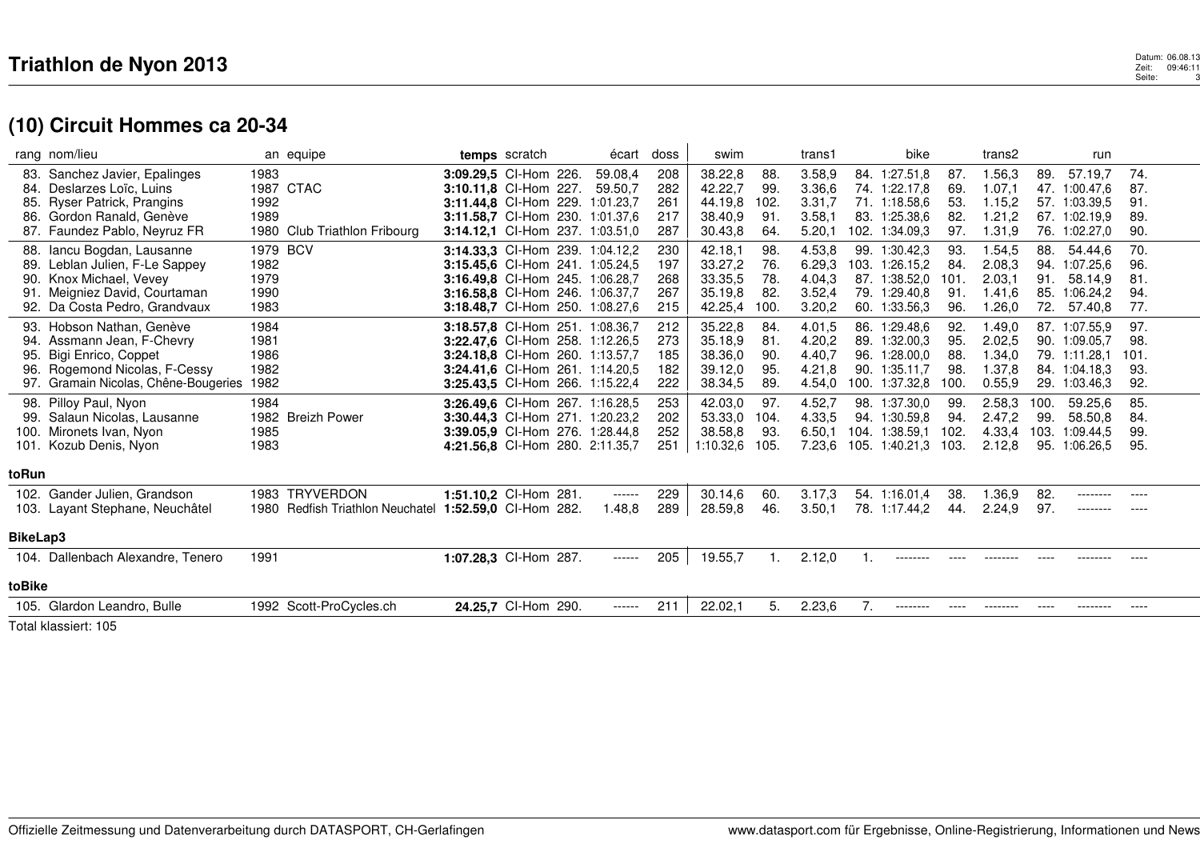# Triathlon de Nyon 2013

## (10) Circuit Hommes ca 20-34

| rang | nom/lieu | an | equipe | temps | scratch | | écart | doss | swim | | trans1 | | bike | | trans2 | | run | |
|---|---|---|---|---|---|---|---|---|---|---|---|---|---|---|---|---|---|---|
| 83. | Sanchez Javier, Epalinges | 1983 | | **3:09.29,5** | CI-Hom | 226. | 59.08,4 | 208 | 38.22,8 | 88. | 3.58,9 | 84. | 1:27.51,8 | 87. | 1.56,3 | 89. | 57.19,7 | 74. |
| 84. | Deslarzes Loïc, Luins | 1987 | CTAC | **3:10.11,8** | CI-Hom | 227. | 59.50,7 | 282 | 42.22,7 | 99. | 3.36,6 | 74. | 1:22.17,8 | 69. | 1.07,1 | 47. | 1:00.47,6 | 87. |
| 85. | Ryser Patrick, Prangins | 1992 | | **3:11.44,8** | CI-Hom | 229. | 1:01.23,7 | 261 | 44.19,8 | 102. | 3.31,7 | 71. | 1:18.58,6 | 53. | 1.15,2 | 57. | 1:03.39,5 | 91. |
| 86. | Gordon Ranald, Genève | 1989 | | **3:11.58,7** | CI-Hom | 230. | 1:01.37,6 | 217 | 38.40,9 | 91. | 3.58,1 | 83. | 1:25.38,6 | 82. | 1.21,2 | 67. | 1:02.19,9 | 89. |
| 87. | Faundez Pablo, Neyruz FR | 1980 | Club Triathlon Fribourg | **3:14.12,1** | CI-Hom | 237. | 1:03.51,0 | 287 | 30.43,8 | 64. | 5.20,1 | 102. | 1:34.09,3 | 97. | 1.31,9 | 76. | 1:02.27,0 | 90. |
| 88. | Iancu Bogdan, Lausanne | 1979 | BCV | **3:14.33,3** | CI-Hom | 239. | 1:04.12,2 | 230 | 42.18,1 | 98. | 4.53,8 | 99. | 1:30.42,3 | 93. | 1.54,5 | 88. | 54.44,6 | 70. |
| 89. | Leblan Julien, F-Le Sappey | 1982 | | **3:15.45,6** | CI-Hom | 241. | 1:05.24,5 | 197 | 33.27,2 | 76. | 6.29,3 | 103. | 1:26.15,2 | 84. | 2.08,3 | 94. | 1:07.25,6 | 96. |
| 90. | Knox Michael, Vevey | 1979 | | **3:16.49,8** | CI-Hom | 245. | 1:06.28,7 | 268 | 33.35,5 | 78. | 4.04,3 | 87. | 1:38.52,0 | 101. | 2.03,1 | 91. | 58.14,9 | 81. |
| 91. | Meigniez David, Courtaman | 1990 | | **3:16.58,8** | CI-Hom | 246. | 1:06.37,7 | 267 | 35.19,8 | 82. | 3.52,4 | 79. | 1:29.40,8 | 91. | 1.41,6 | 85. | 1:06.24,2 | 94. |
| 92. | Da Costa Pedro, Grandvaux | 1983 | | **3:18.48,7** | CI-Hom | 250. | 1:08.27,6 | 215 | 42.25,4 | 100. | 3.20,2 | 60. | 1:33.56,3 | 96. | 1.26,0 | 72. | 57.40,8 | 77. |
| 93. | Hobson Nathan, Genève | 1984 | | **3:18.57,8** | CI-Hom | 251. | 1:08.36,7 | 212 | 35.22,8 | 84. | 4.01,5 | 86. | 1:29.48,6 | 92. | 1.49,0 | 87. | 1:07.55,9 | 97. |
| 94. | Assmann Jean, F-Chevry | 1981 | | **3:22.47,6** | CI-Hom | 258. | 1:12.26,5 | 273 | 35.18,9 | 81. | 4.20,2 | 89. | 1:32.00,3 | 95. | 2.02,5 | 90. | 1:09.05,7 | 98. |
| 95. | Bigi Enrico, Coppet | 1986 | | **3:24.18,8** | CI-Hom | 260. | 1:13.57,7 | 185 | 38.36,0 | 90. | 4.40,7 | 96. | 1:28.00,0 | 88. | 1.34,0 | 79. | 1:11.28,1 | 101. |
| 96. | Rogemond Nicolas, F-Cessy | 1982 | | **3:24.41,6** | CI-Hom | 261. | 1:14.20,5 | 182 | 39.12,0 | 95. | 4.21,8 | 90. | 1:35.11,7 | 98. | 1.37,8 | 84. | 1:04.18,3 | 93. |
| 97. | Gramain Nicolas, Chêne-Bougeries | 1982 | | **3:25.43,5** | CI-Hom | 266. | 1:15.22,4 | 222 | 38.34,5 | 89. | 4.54,0 | 100. | 1:37.32,8 | 100. | 0.55,9 | 29. | 1:03.46,3 | 92. |
| 98. | Pilloy Paul, Nyon | 1984 | | **3:26.49,6** | CI-Hom | 267. | 1:16.28,5 | 253 | 42.03,0 | 97. | 4.52,7 | 98. | 1:37.30,0 | 99. | 2.58,3 | 100. | 59.25,6 | 85. |
| 99. | Salaun Nicolas, Lausanne | 1982 | Breizh Power | **3:30.44,3** | CI-Hom | 271. | 1:20.23,2 | 202 | 53.33,0 | 104. | 4.33,5 | 94. | 1:30.59,8 | 94. | 2.47,2 | 99. | 58.50,8 | 84. |
| 100. | Mironets Ivan, Nyon | 1985 | | **3:39.05,9** | CI-Hom | 276. | 1:28.44,8 | 252 | 38.58,8 | 93. | 6.50,1 | 104. | 1:38.59,1 | 102. | 4.33,4 | 103. | 1:09.44,5 | 99. |
| 101. | Kozub Denis, Nyon | 1983 | | **4:21.56,8** | CI-Hom | 280. | 2:11.35,7 | 251 | 1:10.32,6 | 105. | 7.23,6 | 105. | 1:40.21,3 | 103. | 2.12,8 | 95. | 1:06.26,5 | 95. |

**toRun**

| rang | nom/lieu | an | equipe | temps | scratch | | écart | doss | swim | | trans1 | | bike | | trans2 | | run | |
|---|---|---|---|---|---|---|---|---|---|---|---|---|---|---|---|---|---|---|
| 102. | Gander Julien, Grandson | 1983 | TRYVERDON | **1:51.10,2** | CI-Hom | 281. | ------ | 229 | 30.14,6 | 60. | 3.17,3 | 54. | 1:16.01,4 | 38. | 1.36,9 | 82. | -------- | ---- |
| 103. | Layant Stephane, Neuchâtel | 1980 | Redfish Triathlon Neuchatel | **1:52.59,0** | CI-Hom | 282. | 1.48,8 | 289 | 28.59,8 | 46. | 3.50,1 | 78. | 1:17.44,2 | 44. | 2.24,9 | 97. | -------- | ---- |

**BikeLap3**

| rang | nom/lieu | an | equipe | temps | scratch | | écart | doss | swim | | trans1 | | bike | | trans2 | | run | |
|---|---|---|---|---|---|---|---|---|---|---|---|---|---|---|---|---|---|---|
| 104. | Dallenbach Alexandre, Tenero | 1991 | | **1:07.28,3** | CI-Hom | 287. | ------ | 205 | 19.55,7 | 1. | 2.12,0 | 1. | -------- | ---- | -------- | ---- | -------- | ---- |

**toBike**

| rang | nom/lieu | an | equipe | temps | scratch | | écart | doss | swim | | trans1 | | bike | | trans2 | | run | |
|---|---|---|---|---|---|---|---|---|---|---|---|---|---|---|---|---|---|---|
| 105. | Glardon Leandro, Bulle | 1992 | Scott-ProCycles.ch | **24.25,7** | CI-Hom | 290. | ------ | 211 | 22.02,1 | 5. | 2.23,6 | 7. | -------- | ---- | -------- | ---- | -------- | ---- |

Total klassiert: 105